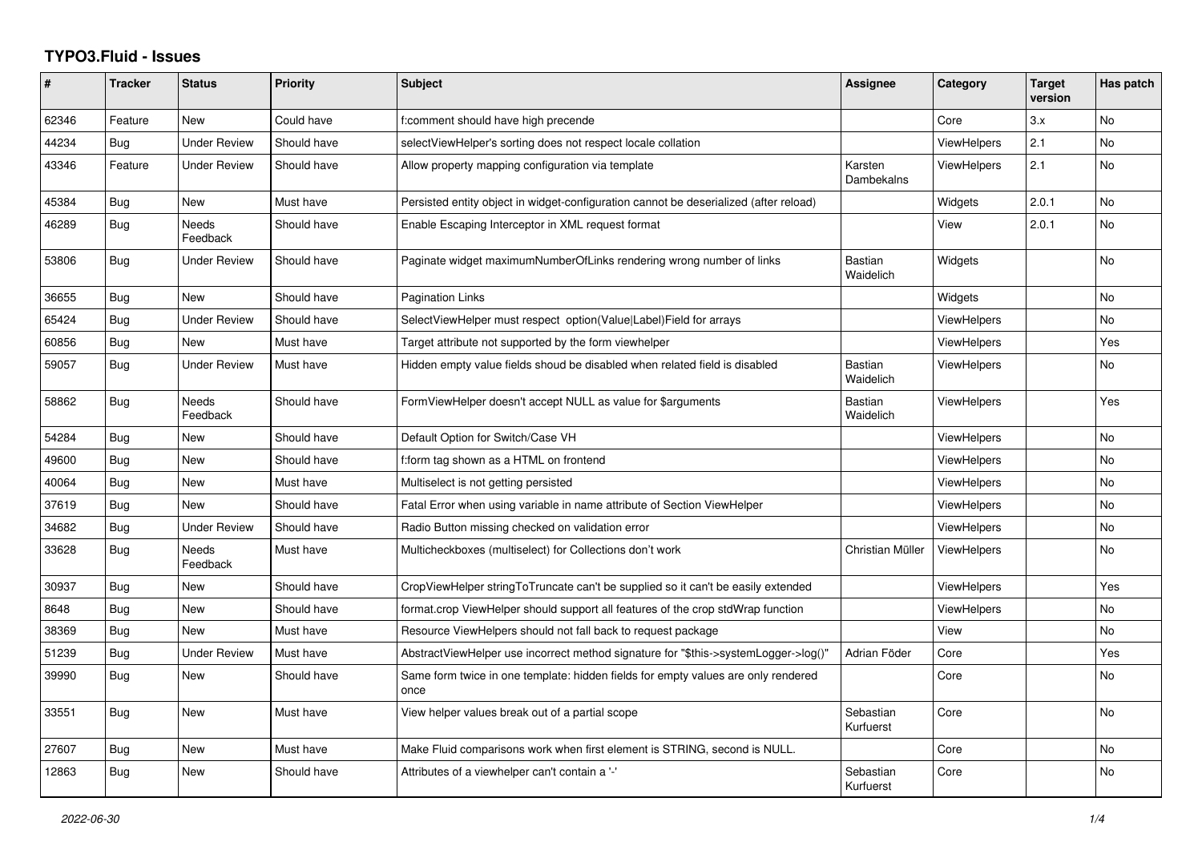# TYPO3.Fluid - Issues

| # | Tracker | Status | Priority | Subject | Assignee | Category | Target version | Has patch |
|---|---|---|---|---|---|---|---|---|
| 62346 | Feature | New | Could have | f:comment should have high precende | | Core | 3.x | No |
| 44234 | Bug | Under Review | Should have | selectViewHelper's sorting does not respect locale collation | | ViewHelpers | 2.1 | No |
| 43346 | Feature | Under Review | Should have | Allow property mapping configuration via template | Karsten Dambekalns | ViewHelpers | 2.1 | No |
| 45384 | Bug | New | Must have | Persisted entity object in widget-configuration cannot be deserialized (after reload) | | Widgets | 2.0.1 | No |
| 46289 | Bug | Needs Feedback | Should have | Enable Escaping Interceptor in XML request format | | View | 2.0.1 | No |
| 53806 | Bug | Under Review | Should have | Paginate widget maximumNumberOfLinks rendering wrong number of links | Bastian Waidelich | Widgets | | No |
| 36655 | Bug | New | Should have | Pagination Links | | Widgets | | No |
| 65424 | Bug | Under Review | Should have | SelectViewHelper must respect option(Value\|Label)Field for arrays | | ViewHelpers | | No |
| 60856 | Bug | New | Must have | Target attribute not supported by the form viewhelper | | ViewHelpers | | Yes |
| 59057 | Bug | Under Review | Must have | Hidden empty value fields shoud be disabled when related field is disabled | Bastian Waidelich | ViewHelpers | | No |
| 58862 | Bug | Needs Feedback | Should have | FormViewHelper doesn't accept NULL as value for $arguments | Bastian Waidelich | ViewHelpers | | Yes |
| 54284 | Bug | New | Should have | Default Option for Switch/Case VH | | ViewHelpers | | No |
| 49600 | Bug | New | Should have | f:form tag shown as a HTML on frontend | | ViewHelpers | | No |
| 40064 | Bug | New | Must have | Multiselect is not getting persisted | | ViewHelpers | | No |
| 37619 | Bug | New | Should have | Fatal Error when using variable in name attribute of Section ViewHelper | | ViewHelpers | | No |
| 34682 | Bug | Under Review | Should have | Radio Button missing checked on validation error | | ViewHelpers | | No |
| 33628 | Bug | Needs Feedback | Must have | Multicheckboxes (multiselect) for Collections don't work | Christian Müller | ViewHelpers | | No |
| 30937 | Bug | New | Should have | CropViewHelper stringToTruncate can't be supplied so it can't be easily extended | | ViewHelpers | | Yes |
| 8648 | Bug | New | Should have | format.crop ViewHelper should support all features of the crop stdWrap function | | ViewHelpers | | No |
| 38369 | Bug | New | Must have | Resource ViewHelpers should not fall back to request package | | View | | No |
| 51239 | Bug | Under Review | Must have | AbstractViewHelper use incorrect method signature for "$this->systemLogger->log()" | Adrian Föder | Core | | Yes |
| 39990 | Bug | New | Should have | Same form twice in one template: hidden fields for empty values are only rendered once | | Core | | No |
| 33551 | Bug | New | Must have | View helper values break out of a partial scope | Sebastian Kurfuerst | Core | | No |
| 27607 | Bug | New | Must have | Make Fluid comparisons work when first element is STRING, second is NULL. | | Core | | No |
| 12863 | Bug | New | Should have | Attributes of a viewhelper can't contain a '-' | Sebastian Kurfuerst | Core | | No |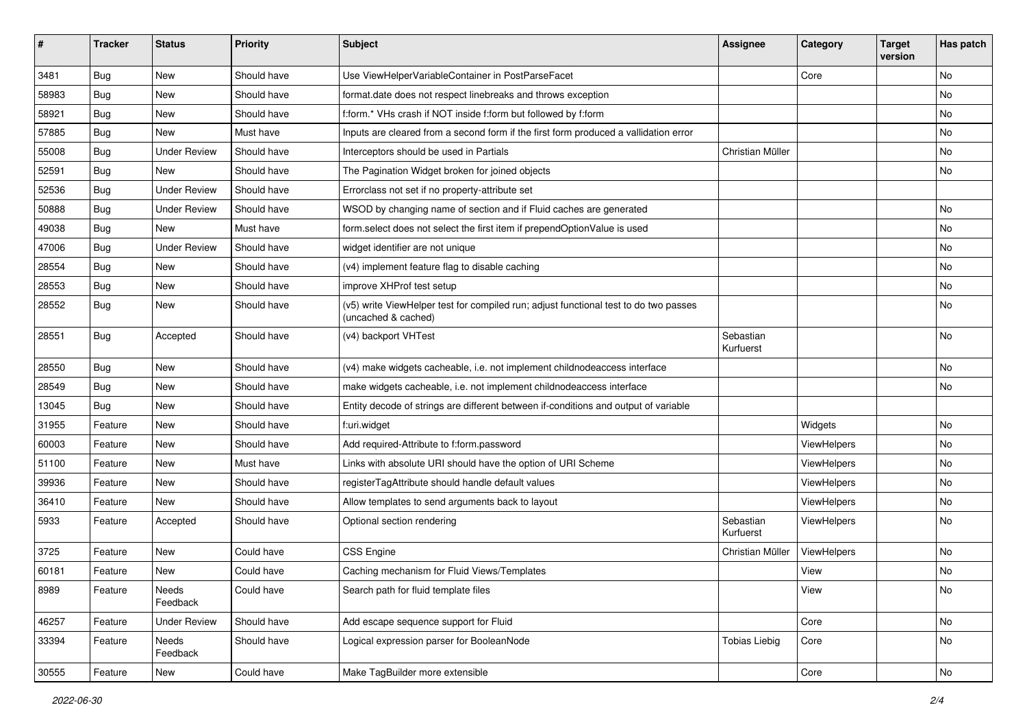| # | Tracker | Status | Priority | Subject | Assignee | Category | Target version | Has patch |
|---|---|---|---|---|---|---|---|---|
| 3481 | Bug | New | Should have | Use ViewHelperVariableContainer in PostParseFacet | | Core | | No |
| 58983 | Bug | New | Should have | format.date does not respect linebreaks and throws exception | | | | No |
| 58921 | Bug | New | Should have | f:form.* VHs crash if NOT inside f:form but followed by f:form | | | | No |
| 57885 | Bug | New | Must have | Inputs are cleared from a second form if the first form produced a vallidation error | | | | No |
| 55008 | Bug | Under Review | Should have | Interceptors should be used in Partials | Christian Müller | | | No |
| 52591 | Bug | New | Should have | The Pagination Widget broken for joined objects | | | | No |
| 52536 | Bug | Under Review | Should have | Errorclass not set if no property-attribute set | | | | |
| 50888 | Bug | Under Review | Should have | WSOD by changing name of section and if Fluid caches are generated | | | | No |
| 49038 | Bug | New | Must have | form.select does not select the first item if prependOptionValue is used | | | | No |
| 47006 | Bug | Under Review | Should have | widget identifier are not unique | | | | No |
| 28554 | Bug | New | Should have | (v4) implement feature flag to disable caching | | | | No |
| 28553 | Bug | New | Should have | improve XHProf test setup | | | | No |
| 28552 | Bug | New | Should have | (v5) write ViewHelper test for compiled run; adjust functional test to do two passes (uncached & cached) | | | | No |
| 28551 | Bug | Accepted | Should have | (v4) backport VHTest | Sebastian Kurfuerst | | | No |
| 28550 | Bug | New | Should have | (v4) make widgets cacheable, i.e. not implement childnodeaccess interface | | | | No |
| 28549 | Bug | New | Should have | make widgets cacheable, i.e. not implement childnodeaccess interface | | | | No |
| 13045 | Bug | New | Should have | Entity decode of strings are different between if-conditions and output of variable | | | | |
| 31955 | Feature | New | Should have | f:uri.widget | | Widgets | | No |
| 60003 | Feature | New | Should have | Add required-Attribute to f:form.password | | ViewHelpers | | No |
| 51100 | Feature | New | Must have | Links with absolute URI should have the option of URI Scheme | | ViewHelpers | | No |
| 39936 | Feature | New | Should have | registerTagAttribute should handle default values | | ViewHelpers | | No |
| 36410 | Feature | New | Should have | Allow templates to send arguments back to layout | | ViewHelpers | | No |
| 5933 | Feature | Accepted | Should have | Optional section rendering | Sebastian Kurfuerst | ViewHelpers | | No |
| 3725 | Feature | New | Could have | CSS Engine | Christian Müller | ViewHelpers | | No |
| 60181 | Feature | New | Could have | Caching mechanism for Fluid Views/Templates | | View | | No |
| 8989 | Feature | Needs Feedback | Could have | Search path for fluid template files | | View | | No |
| 46257 | Feature | Under Review | Should have | Add escape sequence support for Fluid | | Core | | No |
| 33394 | Feature | Needs Feedback | Should have | Logical expression parser for BooleanNode | Tobias Liebig | Core | | No |
| 30555 | Feature | New | Could have | Make TagBuilder more extensible | | Core | | No |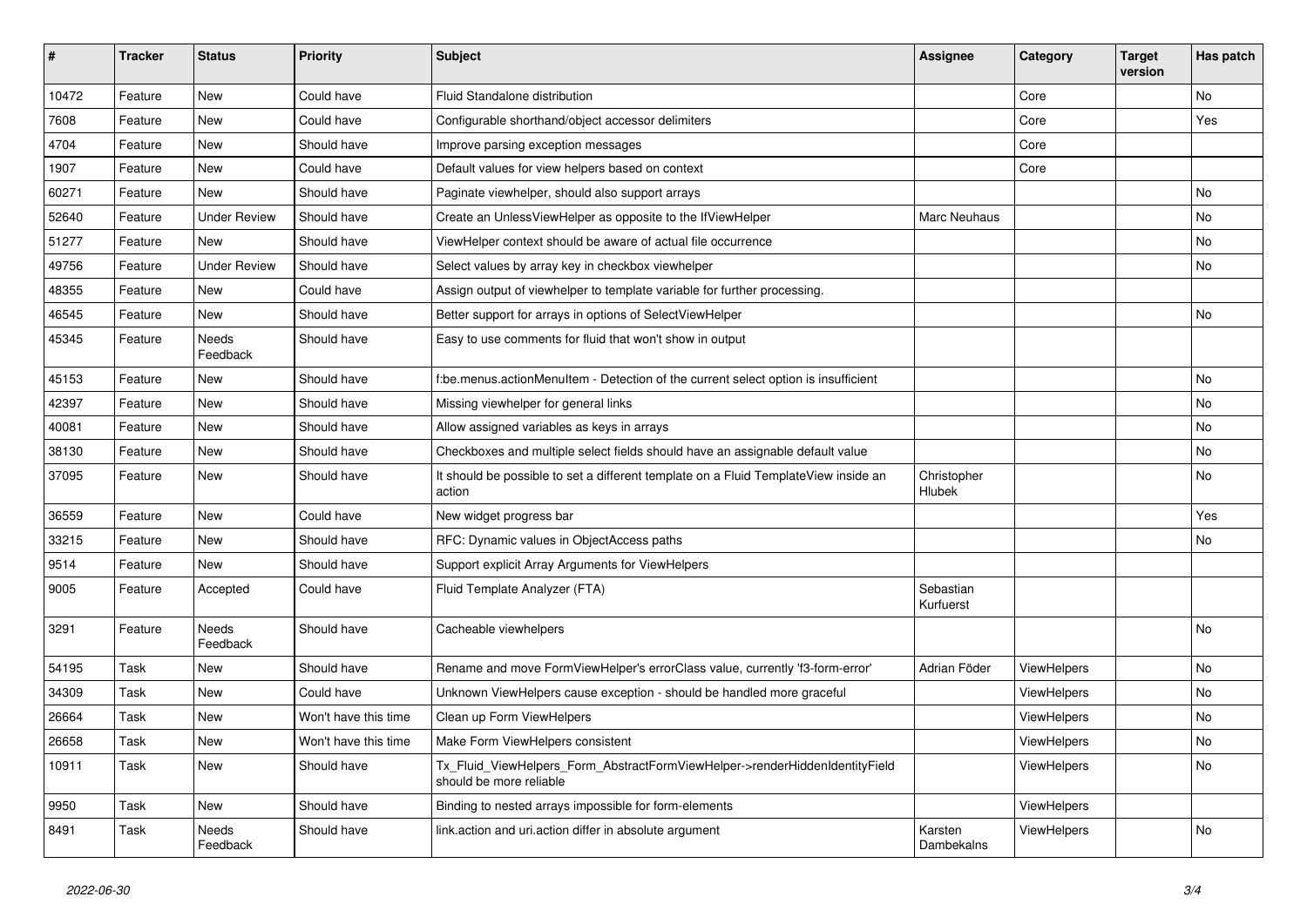| # | Tracker | Status | Priority | Subject | Assignee | Category | Target version | Has patch |
|---|---|---|---|---|---|---|---|---|
| 10472 | Feature | New | Could have | Fluid Standalone distribution | | Core | | No |
| 7608 | Feature | New | Could have | Configurable shorthand/object accessor delimiters | | Core | | Yes |
| 4704 | Feature | New | Should have | Improve parsing exception messages | | Core | | |
| 1907 | Feature | New | Could have | Default values for view helpers based on context | | Core | | |
| 60271 | Feature | New | Should have | Paginate viewhelper, should also support arrays | | | | No |
| 52640 | Feature | Under Review | Should have | Create an UnlessViewHelper as opposite to the IfViewHelper | Marc Neuhaus | | | No |
| 51277 | Feature | New | Should have | ViewHelper context should be aware of actual file occurrence | | | | No |
| 49756 | Feature | Under Review | Should have | Select values by array key in checkbox viewhelper | | | | No |
| 48355 | Feature | New | Could have | Assign output of viewhelper to template variable for further processing. | | | | |
| 46545 | Feature | New | Should have | Better support for arrays in options of SelectViewHelper | | | | No |
| 45345 | Feature | Needs Feedback | Should have | Easy to use comments for fluid that won't show in output | | | | |
| 45153 | Feature | New | Should have | f:be.menus.actionMenuItem - Detection of the current select option is insufficient | | | | No |
| 42397 | Feature | New | Should have | Missing viewhelper for general links | | | | No |
| 40081 | Feature | New | Should have | Allow assigned variables as keys in arrays | | | | No |
| 38130 | Feature | New | Should have | Checkboxes and multiple select fields should have an assignable default value | | | | No |
| 37095 | Feature | New | Should have | It should be possible to set a different template on a Fluid TemplateView inside an action | Christopher Hlubek | | | No |
| 36559 | Feature | New | Could have | New widget progress bar | | | | Yes |
| 33215 | Feature | New | Should have | RFC: Dynamic values in ObjectAccess paths | | | | No |
| 9514 | Feature | New | Should have | Support explicit Array Arguments for ViewHelpers | | | | |
| 9005 | Feature | Accepted | Could have | Fluid Template Analyzer (FTA) | Sebastian Kurfuerst | | | |
| 3291 | Feature | Needs Feedback | Should have | Cacheable viewhelpers | | | | No |
| 54195 | Task | New | Should have | Rename and move FormViewHelper's errorClass value, currently 'f3-form-error' | Adrian Föder | ViewHelpers | | No |
| 34309 | Task | New | Could have | Unknown ViewHelpers cause exception - should be handled more graceful | | ViewHelpers | | No |
| 26664 | Task | New | Won't have this time | Clean up Form ViewHelpers | | ViewHelpers | | No |
| 26658 | Task | New | Won't have this time | Make Form ViewHelpers consistent | | ViewHelpers | | No |
| 10911 | Task | New | Should have | Tx_Fluid_ViewHelpers_Form_AbstractFormViewHelper->renderHiddenIdentityField should be more reliable | | ViewHelpers | | No |
| 9950 | Task | New | Should have | Binding to nested arrays impossible for form-elements | | ViewHelpers | | |
| 8491 | Task | Needs Feedback | Should have | link.action and uri.action differ in absolute argument | Karsten Dambekalns | ViewHelpers | | No |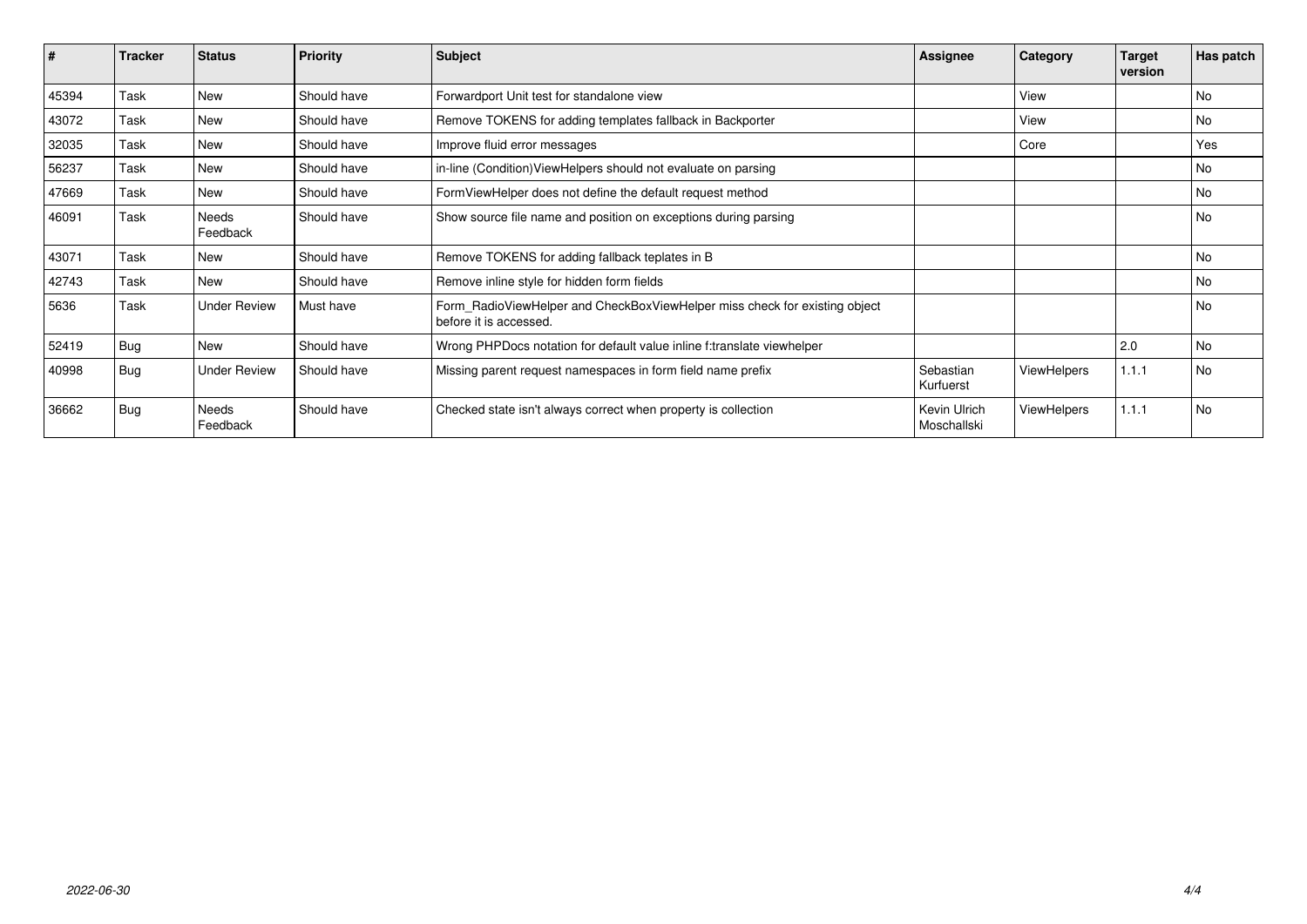| # | Tracker | Status | Priority | Subject | Assignee | Category | Target version | Has patch |
|---|---|---|---|---|---|---|---|---|
| 45394 | Task | New | Should have | Forwardport Unit test for standalone view | | View | | No |
| 43072 | Task | New | Should have | Remove TOKENS for adding templates fallback in Backporter | | View | | No |
| 32035 | Task | New | Should have | Improve fluid error messages | | Core | | Yes |
| 56237 | Task | New | Should have | in-line (Condition)ViewHelpers should not evaluate on parsing | | | | No |
| 47669 | Task | New | Should have | FormViewHelper does not define the default request method | | | | No |
| 46091 | Task | Needs Feedback | Should have | Show source file name and position on exceptions during parsing | | | | No |
| 43071 | Task | New | Should have | Remove TOKENS for adding fallback teplates in B | | | | No |
| 42743 | Task | New | Should have | Remove inline style for hidden form fields | | | | No |
| 5636 | Task | Under Review | Must have | Form_RadioViewHelper and CheckBoxViewHelper miss check for existing object before it is accessed. | | | | No |
| 52419 | Bug | New | Should have | Wrong PHPDocs notation for default value inline f:translate viewhelper | | | 2.0 | No |
| 40998 | Bug | Under Review | Should have | Missing parent request namespaces in form field name prefix | Sebastian Kurfuerst | ViewHelpers | 1.1.1 | No |
| 36662 | Bug | Needs Feedback | Should have | Checked state isn't always correct when property is collection | Kevin Ulrich Moschallski | ViewHelpers | 1.1.1 | No |

*2022-06-30*